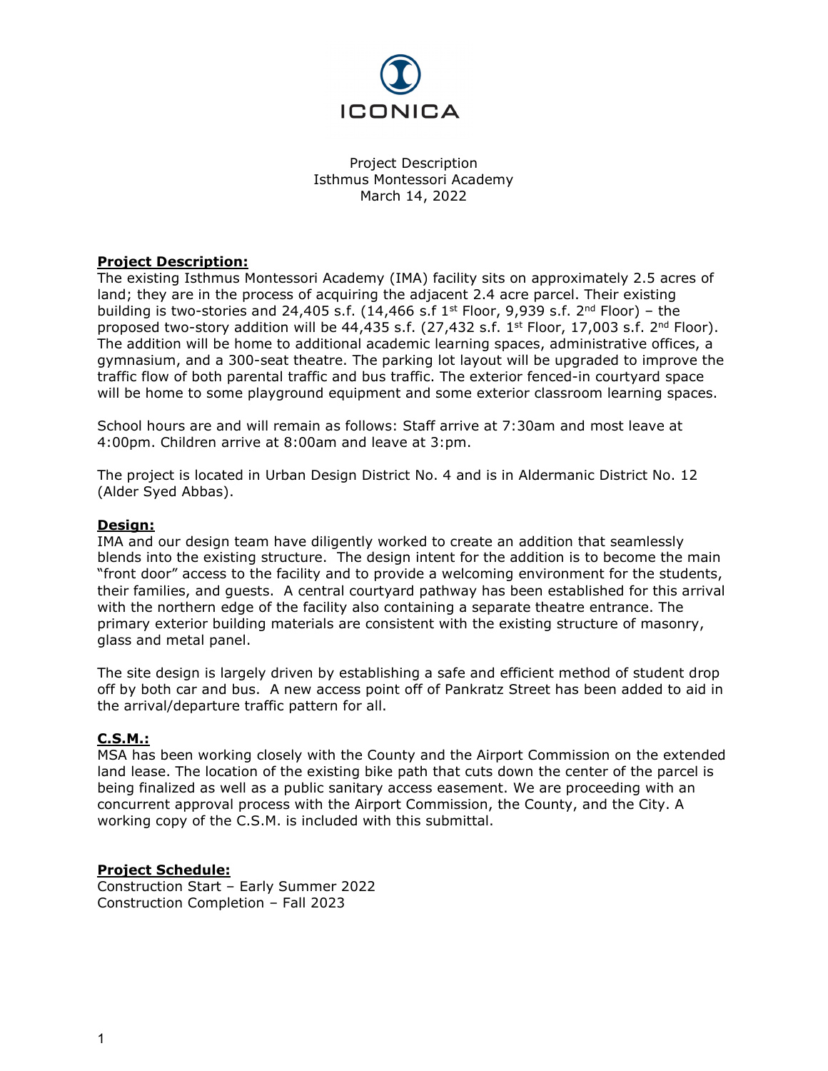ICONICA

Project Description
Isthmus Montessori Academy
March 14, 2022

**Project Description:**

The existing Isthmus Montessori Academy (IMA) facility sits on approximately 2.5 acres of land; they are in the process of acquiring the adjacent 2.4 acre parcel. Their existing building is two-stories and 24,405 s.f. (14,466 s.f 1st Floor, 9,939 s.f. 2nd Floor) – the proposed two-story addition will be 44,435 s.f. (27,432 s.f. 1st Floor, 17,003 s.f. 2nd Floor). The addition will be home to additional academic learning spaces, administrative offices, a gymnasium, and a 300-seat theatre. The parking lot layout will be upgraded to improve the traffic flow of both parental traffic and bus traffic. The exterior fenced-in courtyard space will be home to some playground equipment and some exterior classroom learning spaces.

School hours are and will remain as follows: Staff arrive at 7:30am and most leave at 4:00pm. Children arrive at 8:00am and leave at 3:pm.

The project is located in Urban Design District No. 4 and is in Aldermanic District No. 12 (Alder Syed Abbas).

**Design:**

IMA and our design team have diligently worked to create an addition that seamlessly blends into the existing structure. The design intent for the addition is to become the main "front door" access to the facility and to provide a welcoming environment for the students, their families, and guests. A central courtyard pathway has been established for this arrival with the northern edge of the facility also containing a separate theatre entrance. The primary exterior building materials are consistent with the existing structure of masonry, glass and metal panel.

The site design is largely driven by establishing a safe and efficient method of student drop off by both car and bus. A new access point off of Pankratz Street has been added to aid in the arrival/departure traffic pattern for all.

**C.S.M.:**

MSA has been working closely with the County and the Airport Commission on the extended land lease. The location of the existing bike path that cuts down the center of the parcel is being finalized as well as a public sanitary access easement. We are proceeding with an concurrent approval process with the Airport Commission, the County, and the City. A working copy of the C.S.M. is included with this submittal.

**Project Schedule:**

Construction Start – Early Summer 2022
Construction Completion – Fall 2023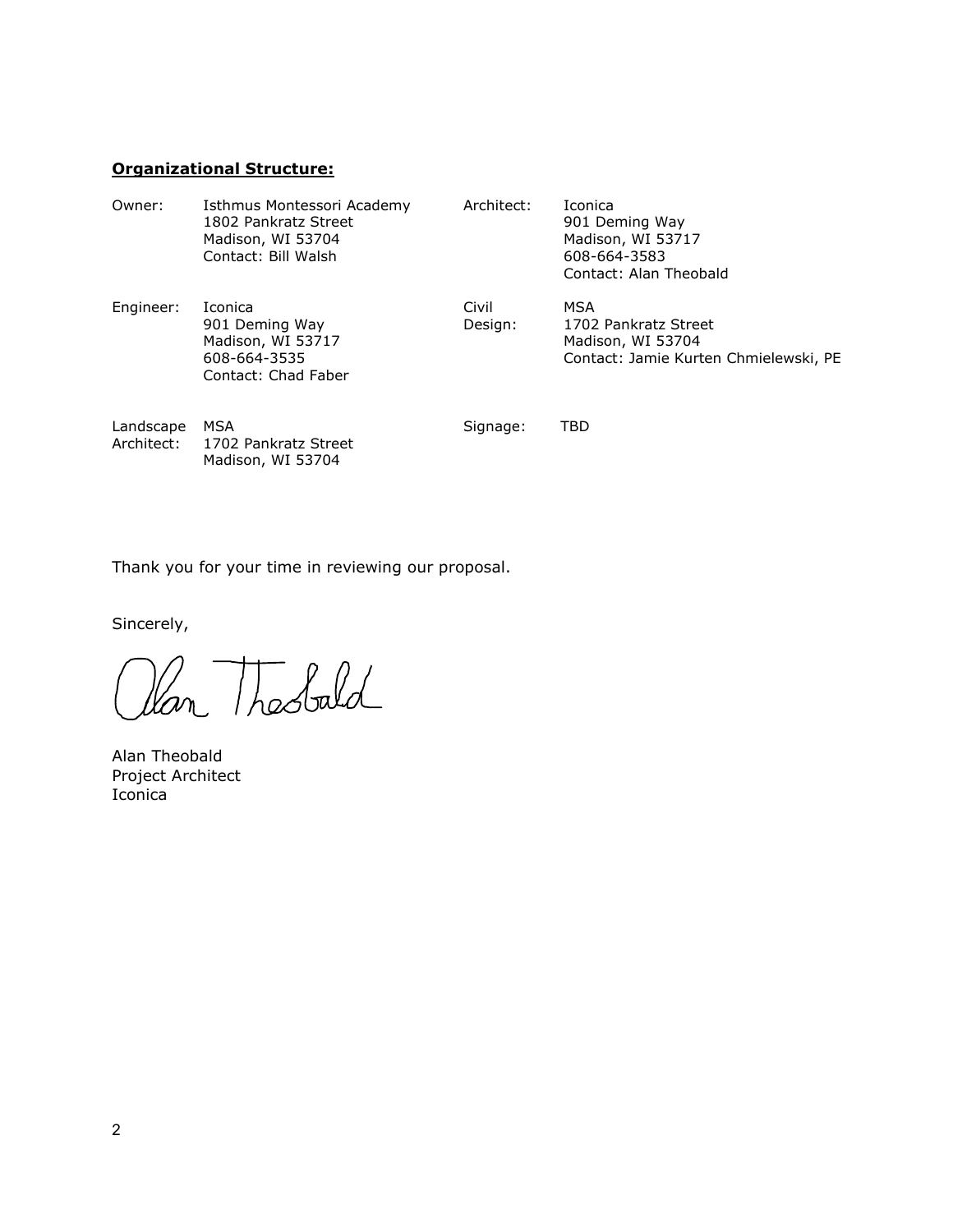**Organizational Structure:**

| | | | |
|---|---|---|---|
| Owner: | Isthmus Montessori Academy<br>1802 Pankratz Street<br>Madison, WI 53704<br>Contact: Bill Walsh | Architect: | Iconica<br>901 Deming Way<br>Madison, WI 53717<br>608-664-3583<br>Contact: Alan Theobald |
| Engineer: | Iconica<br>901 Deming Way<br>Madison, WI 53717<br>608-664-3535<br>Contact: Chad Faber | Civil Design: | MSA<br>1702 Pankratz Street<br>Madison, WI 53704<br>Contact: Jamie Kurten Chmielewski, PE |
| Landscape Architect: | MSA<br>1702 Pankratz Street<br>Madison, WI 53704 | Signage: | TBD |

Thank you for your time in reviewing our proposal.

Sincerely,

Alan Theobald

Alan Theobald
Project Architect
Iconica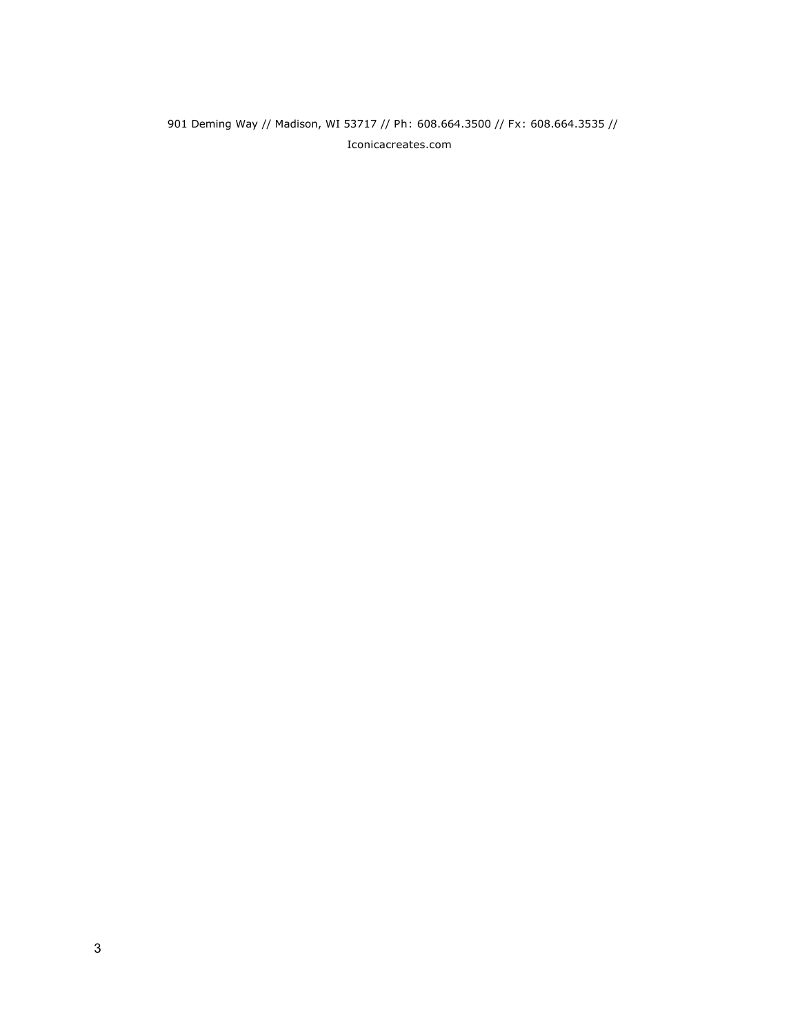901 Deming Way // Madison, WI 53717 // Ph: 608.664.3500 // Fx: 608.664.3535 //

Iconicacreates.com